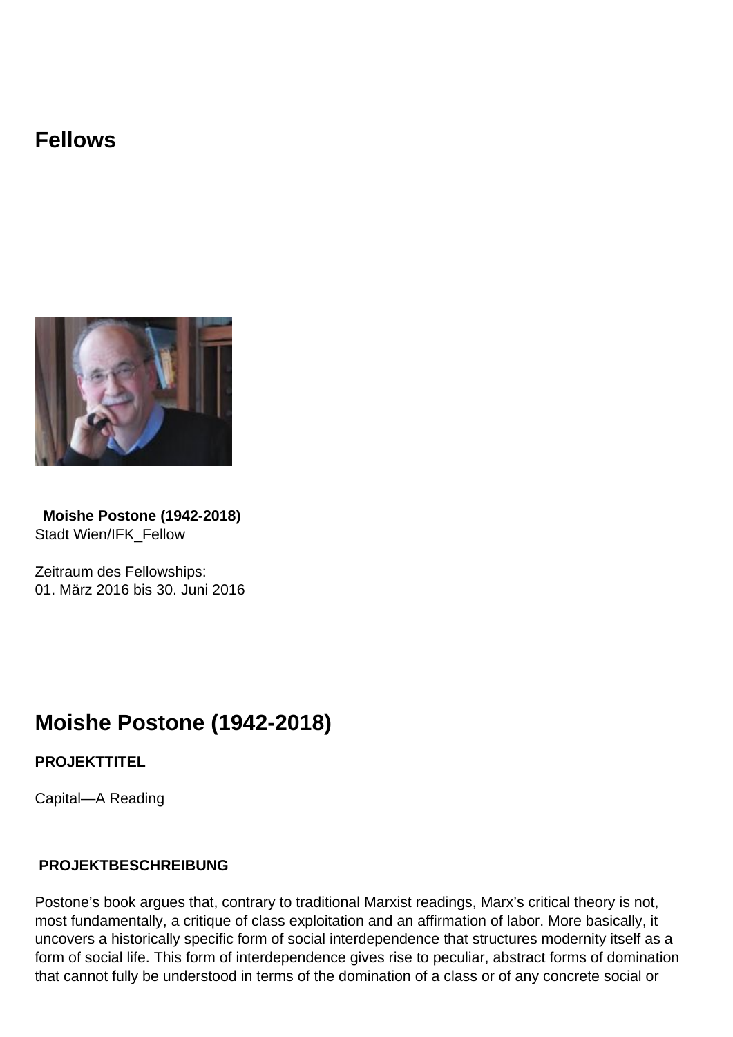# Fellows

**Moishe Postone (1942-2018)**
Stadt Wien/IFK_Fellow

Zeitraum des Fellowships:
01. März 2016 bis 30. Juni 2016

## Moishe Postone (1942-2018)

**PROJEKTTITEL**

Capital—A Reading

**PROJEKTBESCHREIBUNG**

Postone's book argues that, contrary to traditional Marxist readings, Marx's critical theory is not, most fundamentally, a critique of class exploitation and an affirmation of labor. More basically, it uncovers a historically specific form of social interdependence that structures modernity itself as a form of social life. This form of interdependence gives rise to peculiar, abstract forms of domination that cannot fully be understood in terms of the domination of a class or of any concrete social or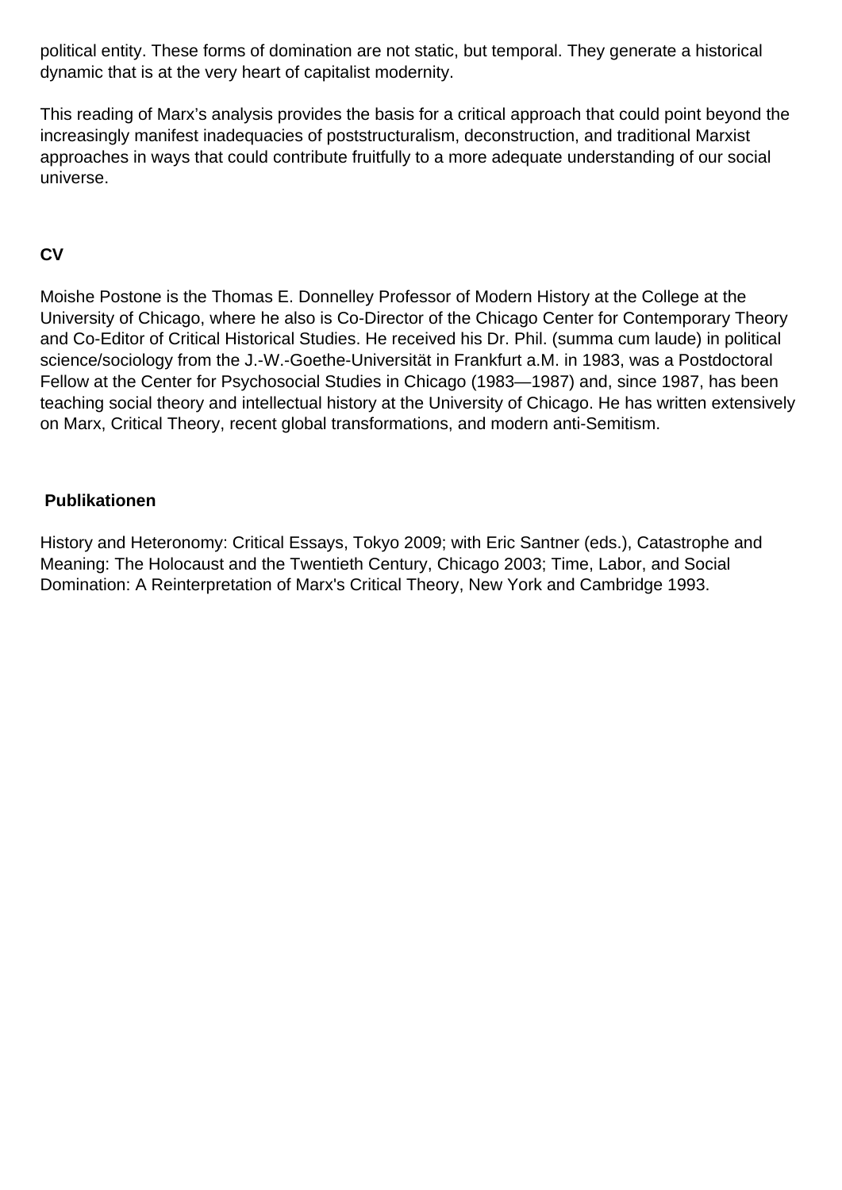political entity. These forms of domination are not static, but temporal. They generate a historical dynamic that is at the very heart of capitalist modernity.

This reading of Marx's analysis provides the basis for a critical approach that could point beyond the increasingly manifest inadequacies of poststructuralism, deconstruction, and traditional Marxist approaches in ways that could contribute fruitfully to a more adequate understanding of our social universe.

**CV**

Moishe Postone is the Thomas E. Donnelley Professor of Modern History at the College at the University of Chicago, where he also is Co-Director of the Chicago Center for Contemporary Theory and Co-Editor of Critical Historical Studies. He received his Dr. Phil. (summa cum laude) in political science/sociology from the J.-W.-Goethe-Universität in Frankfurt a.M. in 1983, was a Postdoctoral Fellow at the Center for Psychosocial Studies in Chicago (1983—1987) and, since 1987, has been teaching social theory and intellectual history at the University of Chicago. He has written extensively on Marx, Critical Theory, recent global transformations, and modern anti-Semitism.

**Publikationen**

History and Heteronomy: Critical Essays, Tokyo 2009; with Eric Santner (eds.), Catastrophe and Meaning: The Holocaust and the Twentieth Century, Chicago 2003; Time, Labor, and Social Domination: A Reinterpretation of Marx's Critical Theory, New York and Cambridge 1993.